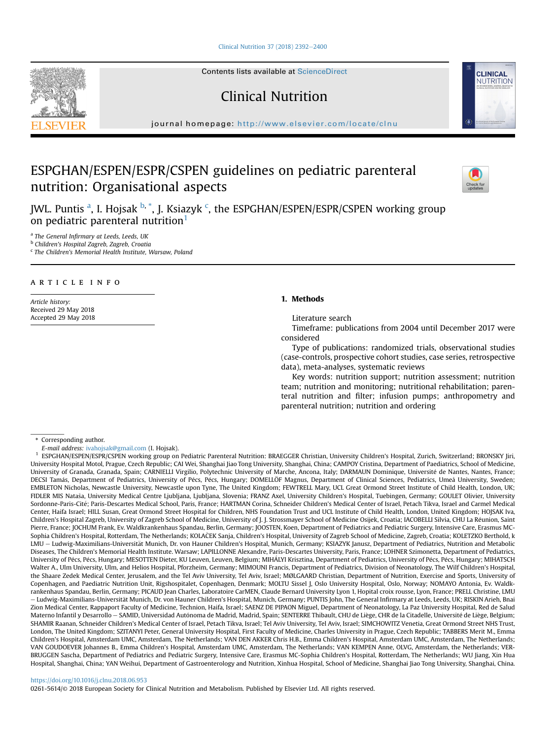Contents lists available at ScienceDirect

# Clinical Nutrition

journal homepage: http://www.elsevier.com/locate/clnu

# ESPGHAN/ESPEN/ESPR/CSPEN guidelines on pediatric parenteral nutrition: Organisational aspects

JWL. Puntis [a], I. Hojsak [b, *], J. Ksiazyk [c], the ESPGHAN/ESPEN/ESPR/CSPEN working group on pediatric parenteral nutrition [1]

[a] The General Infirmary at Leeds, Leeds, UK

[b] Children's Hospital Zagreb, Zagreb, Croatia

[c] The Children's Memorial Health Institute, Warsaw, Poland

ARTICLE INFO

*Article history:*
Received 29 May 2018
Accepted 29 May 2018

## 1. Methods

Literature search

Timeframe: publications from 2004 until December 2017 were considered

Type of publications: randomized trials, observational studies (case-controls, prospective cohort studies, case series, retrospective data), meta-analyses, systematic reviews

Key words: nutrition support; nutrition assessment; nutrition team; nutrition and monitoring; nutritional rehabilitation; parenteral nutrition and filter; infusion pumps; anthropometry and parenteral nutrition; nutrition and ordering

\* Corresponding author.
*E-mail address:* ivahojsak@gmail.com (I. Hojsak).

[1] ESPGHAN/ESPEN/ESPR/CSPEN working group on Pediatric Parenteral Nutrition: BRAEGGER Christian, University Children's Hospital, Zurich, Switzerland; BRONSKY Jiri, University Hospital Motol, Prague, Czech Republic; CAI Wei, Shanghai Jiao Tong University, Shanghai, China; CAMPOY Cristina, Department of Paediatrics, School of Medicine, University of Granada, Granada, Spain; CARNIELLI Virgilio, Polytechnic University of Marche, Ancona, Italy; DARMAUN Dominique, Université de Nantes, Nantes, France; DECSI Tamás, Department of Pediatrics, University of Pécs, Pécs, Hungary; DOMELLÖF Magnus, Department of Clinical Sciences, Pediatrics, Umeå University, Sweden; EMBLETON Nicholas, Newcastle University, Newcastle upon Tyne, The United Kingdom; FEWTRELL Mary, UCL Great Ormond Street Institute of Child Health, London, UK; FIDLER MIS Nataša, University Medical Centre Ljubljana, Ljubljana, Slovenia; FRANZ Axel, University Children's Hospital, Tuebingen, Germany; GOULET Olivier, University Sordonne-Paris-Cité; Paris-Descartes Medical School, Paris, France; HARTMAN Corina, Schneider Children's Medical Center of Israel, Petach Tikva, Israel and Carmel Medical Center, Haifa Israel; HILL Susan, Great Ormond Street Hospital for Children, NHS Foundation Trust and UCL Institute of Child Health, London, United Kingdom; HOJSAK Iva, Children's Hospital Zagreb, University of Zagreb School of Medicine, University of J. J. Strossmayer School of Medicine Osijek, Croatia; IACOBELLI Silvia, CHU La Réunion, Saint Pierre, France; JOCHUM Frank, Ev. Waldkrankenhaus Spandau, Berlin, Germany; JOOSTEN, Koen, Department of Pediatrics and Pediatric Surgery, Intensive Care, Erasmus MC-Sophia Children's Hospital, Rotterdam, The Netherlands; KOLAČEK Sanja, Children's Hospital, University of Zagreb School of Medicine, Zagreb, Croatia; KOLETZKO Berthold, k LMU – Ludwig-Maximilians-Universität Munich, Dr. von Hauner Children's Hospital, Munich, Germany; KSIAZYK Janusz, Department of Pediatrics, Nutrition and Metabolic Diseases, The Children's Memorial Health Institute. Warsaw; LAPILLONNE Alexandre, Paris-Descartes University, Paris, France; LOHNER Szimonetta, Department of Pediatrics, University of Pécs, Pécs, Hungary; MESOTTEN Dieter, KU Leuven, Leuven, Belgium; MIHÁLYI Krisztina, Department of Pediatrics, University of Pécs, Pécs, Hungary; MIHATSCH Walter A., Ulm University, Ulm, and Helios Hospital, Pforzheim, Germany; MIMOUNI Francis, Department of Pediatrics, Division of Neonatology, The Wilf Children's Hospital, the Shaare Zedek Medical Center, Jerusalem, and the Tel Aviv University, Tel Aviv, Israel; MØLGAARD Christian, Department of Nutrition, Exercise and Sports, University of Copenhagen, and Paediatric Nutrition Unit, Rigshospitalet, Copenhagen, Denmark; MOLTU Sissel J, Oslo University Hospital, Oslo, Norway; NOMAYO Antonia, Ev. Waldkrankenhaus Spandau, Berlin, Germany; PICAUD Jean Charles, Laboratoire CarMEN, Claude Bernard University Lyon 1, Hopital croix rousse, Lyon, France; PRELL Christine, LMU – Ludwig-Maximilians-Universität Munich, Dr. von Hauner Children's Hospital, Munich, Germany; PUNTIS John, The General Infirmary at Leeds, Leeds, UK; RISKIN Arieh, Bnai Zion Medical Center, Rappaport Faculty of Medicine, Technion, Haifa, Israel; SAENZ DE PIPAON Miguel, Department of Neonatology, La Paz University Hospital, Red de Salud Materno Infantil y Desarrollo – SAMID, Universidad Autónoma de Madrid, Madrid, Spain; SENTERRE Thibault, CHU de Liège, CHR de la Citadelle, Université de Liège, Belgium; SHAMIR Raanan, Schneider Children's Medical Center of Israel, Petach Tikva, Israel; Tel Aviv University, Tel Aviv, Israel; SIMCHOWITZ Venetia, Great Ormond Street NHS Trust, London, The United Kingdom; SZITANYI Peter, General University Hospital, First Faculty of Medicine, Charles University in Prague, Czech Republic; TABBERS Merit M., Emma Children's Hospital, Amsterdam UMC, Amsterdam, The Netherlands; VAN DEN AKKER Chris H.B., Emma Children's Hospital, Amsterdam UMC, Amsterdam, The Netherlands; VAN GOUDOEVER Johannes B., Emma Children's Hospital, Amsterdam UMC, Amsterdam, The Netherlands; VAN KEMPEN Anne, OLVG, Amsterdam, the Netherlands; VERBRUGGEN Sascha, Department of Pediatrics and Pediatric Surgery, Intensive Care, Erasmus MC-Sophia Children's Hospital, Rotterdam, The Netherlands; WU Jiang, Xin Hua Hospital, Shanghai, China; YAN Weihui, Department of Gastroenterology and Nutrition, Xinhua Hospital, School of Medicine, Shanghai Jiao Tong University, Shanghai, China.

https://doi.org/10.1016/j.clnu.2018.06.953
0261-5614/© 2018 European Society for Clinical Nutrition and Metabolism. Published by Elsevier Ltd. All rights reserved.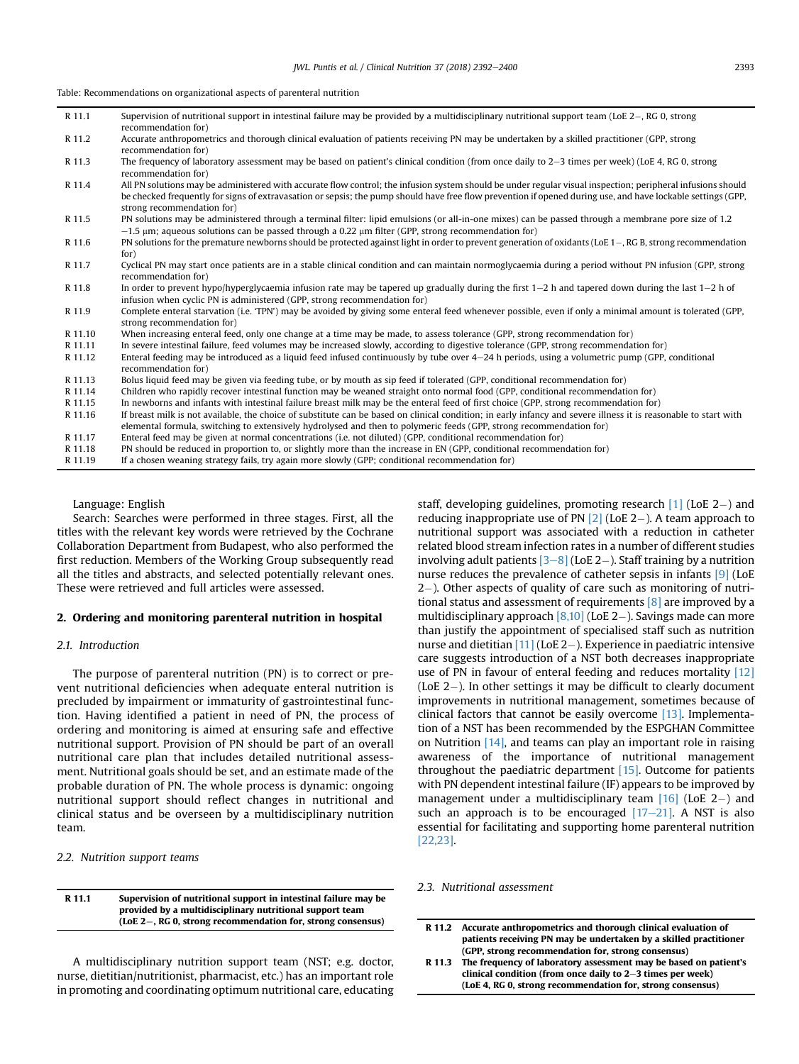Table: Recommendations on organizational aspects of parenteral nutrition

| | |
|---|---|
| R 11.1 | Supervision of nutritional support in intestinal failure may be provided by a multidisciplinary nutritional support team (LoE 2−, RG 0, strong recommendation for) |
| R 11.2 | Accurate anthropometrics and thorough clinical evaluation of patients receiving PN may be undertaken by a skilled practitioner (GPP, strong recommendation for) |
| R 11.3 | The frequency of laboratory assessment may be based on patient's clinical condition (from once daily to 2–3 times per week) (LoE 4, RG 0, strong recommendation for) |
| R 11.4 | All PN solutions may be administered with accurate flow control; the infusion system should be under regular visual inspection; peripheral infusions should be checked frequently for signs of extravasation or sepsis; the pump should have free flow prevention if opened during use, and have lockable settings (GPP, strong recommendation for) |
| R 11.5 | PN solutions may be administered through a terminal filter: lipid emulsions (or all-in-one mixes) can be passed through a membrane pore size of 1.2 −1.5 μm; aqueous solutions can be passed through a 0.22 μm filter (GPP, strong recommendation for) |
| R 11.6 | PN solutions for the premature newborns should be protected against light in order to prevent generation of oxidants (LoE 1−, RG B, strong recommendation for) |
| R 11.7 | Cyclical PN may start once patients are in a stable clinical condition and can maintain normoglycaemia during a period without PN infusion (GPP, strong recommendation for) |
| R 11.8 | In order to prevent hypo/hyperglycaemia infusion rate may be tapered up gradually during the first 1–2 h and tapered down during the last 1–2 h of infusion when cyclic PN is administered (GPP, strong recommendation for) |
| R 11.9 | Complete enteral starvation (i.e. 'TPN') may be avoided by giving some enteral feed whenever possible, even if only a minimal amount is tolerated (GPP, strong recommendation for) |
| R 11.10 | When increasing enteral feed, only one change at a time may be made, to assess tolerance (GPP, strong recommendation for) |
| R 11.11 | In severe intestinal failure, feed volumes may be increased slowly, according to digestive tolerance (GPP, strong recommendation for) |
| R 11.12 | Enteral feeding may be introduced as a liquid feed infused continuously by tube over 4–24 h periods, using a volumetric pump (GPP, conditional recommendation for) |
| R 11.13 | Bolus liquid feed may be given via feeding tube, or by mouth as sip feed if tolerated (GPP, conditional recommendation for) |
| R 11.14 | Children who rapidly recover intestinal function may be weaned straight onto normal food (GPP, conditional recommendation for) |
| R 11.15 | In newborns and infants with intestinal failure breast milk may be the enteral feed of first choice (GPP, strong recommendation for) |
| R 11.16 | If breast milk is not available, the choice of substitute can be based on clinical condition; in early infancy and severe illness it is reasonable to start with elemental formula, switching to extensively hydrolysed and then to polymeric feeds (GPP, strong recommendation for) |
| R 11.17 | Enteral feed may be given at normal concentrations (i.e. not diluted) (GPP, conditional recommendation for) |
| R 11.18 | PN should be reduced in proportion to, or slightly more than the increase in EN (GPP, conditional recommendation for) |
| R 11.19 | If a chosen weaning strategy fails, try again more slowly (GPP; conditional recommendation for) |

Language: English

Search: Searches were performed in three stages. First, all the titles with the relevant key words were retrieved by the Cochrane Collaboration Department from Budapest, who also performed the first reduction. Members of the Working Group subsequently read all the titles and abstracts, and selected potentially relevant ones. These were retrieved and full articles were assessed.

## 2. Ordering and monitoring parenteral nutrition in hospital

### 2.1. Introduction

The purpose of parenteral nutrition (PN) is to correct or prevent nutritional deficiencies when adequate enteral nutrition is precluded by impairment or immaturity of gastrointestinal function. Having identified a patient in need of PN, the process of ordering and monitoring is aimed at ensuring safe and effective nutritional support. Provision of PN should be part of an overall nutritional care plan that includes detailed nutritional assessment. Nutritional goals should be set, and an estimate made of the probable duration of PN. The whole process is dynamic: ongoing nutritional support should reflect changes in nutritional and clinical status and be overseen by a multidisciplinary nutrition team.

### 2.2. Nutrition support teams

| | |
|---|---|
| **R 11.1** | **Supervision of nutritional support in intestinal failure may be provided by a multidisciplinary nutritional support team (LoE 2−, RG 0, strong recommendation for, strong consensus)** |

A multidisciplinary nutrition support team (NST; e.g. doctor, nurse, dietitian/nutritionist, pharmacist, etc.) has an important role in promoting and coordinating optimum nutritional care, educating staff, developing guidelines, promoting research [1] (LoE 2−) and reducing inappropriate use of PN [2] (LoE 2−). A team approach to nutritional support was associated with a reduction in catheter related blood stream infection rates in a number of different studies involving adult patients [3–8] (LoE 2−). Staff training by a nutrition nurse reduces the prevalence of catheter sepsis in infants [9] (LoE 2−). Other aspects of quality of care such as monitoring of nutritional status and assessment of requirements [8] are improved by a multidisciplinary approach [8,10] (LoE 2−). Savings made can more than justify the appointment of specialised staff such as nutrition nurse and dietitian [11] (LoE 2−). Experience in paediatric intensive care suggests introduction of a NST both decreases inappropriate use of PN in favour of enteral feeding and reduces mortality [12] (LoE 2−). In other settings it may be difficult to clearly document improvements in nutritional management, sometimes because of clinical factors that cannot be easily overcome [13]. Implementation of a NST has been recommended by the ESPGHAN Committee on Nutrition [14], and teams can play an important role in raising awareness of the importance of nutritional management throughout the paediatric department [15]. Outcome for patients with PN dependent intestinal failure (IF) appears to be improved by management under a multidisciplinary team [16] (LoE 2−) and such an approach is to be encouraged [17–21]. A NST is also essential for facilitating and supporting home parenteral nutrition [22,23].

### 2.3. Nutritional assessment

| | |
|---|---|
| **R 11.2** | **Accurate anthropometrics and thorough clinical evaluation of patients receiving PN may be undertaken by a skilled practitioner (GPP, strong recommendation for, strong consensus)** |
| **R 11.3** | **The frequency of laboratory assessment may be based on patient's clinical condition (from once daily to 2–3 times per week) (LoE 4, RG 0, strong recommendation for, strong consensus)** |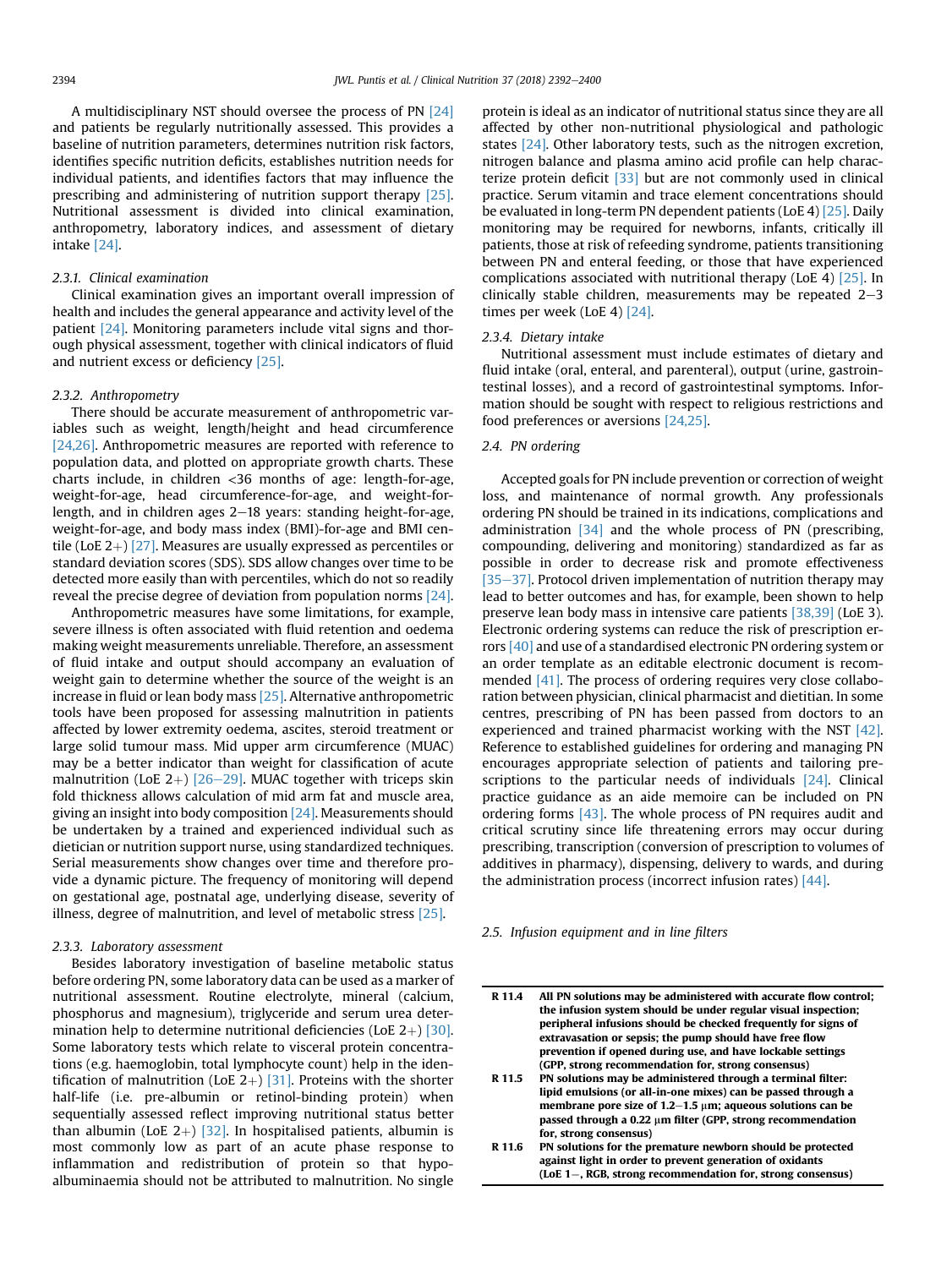A multidisciplinary NST should oversee the process of PN [24] and patients be regularly nutritionally assessed. This provides a baseline of nutrition parameters, determines nutrition risk factors, identifies specific nutrition deficits, establishes nutrition needs for individual patients, and identifies factors that may influence the prescribing and administering of nutrition support therapy [25]. Nutritional assessment is divided into clinical examination, anthropometry, laboratory indices, and assessment of dietary intake [24].

### 2.3.1. Clinical examination

Clinical examination gives an important overall impression of health and includes the general appearance and activity level of the patient [24]. Monitoring parameters include vital signs and thorough physical assessment, together with clinical indicators of fluid and nutrient excess or deficiency [25].

### 2.3.2. Anthropometry

There should be accurate measurement of anthropometric variables such as weight, length/height and head circumference [24,26]. Anthropometric measures are reported with reference to population data, and plotted on appropriate growth charts. These charts include, in children <36 months of age: length-for-age, weight-for-age, head circumference-for-age, and weight-for-length, and in children ages 2–18 years: standing height-for-age, weight-for-age, and body mass index (BMI)-for-age and BMI centile (LoE 2+) [27]. Measures are usually expressed as percentiles or standard deviation scores (SDS). SDS allow changes over time to be detected more easily than with percentiles, which do not so readily reveal the precise degree of deviation from population norms [24].

Anthropometric measures have some limitations, for example, severe illness is often associated with fluid retention and oedema making weight measurements unreliable. Therefore, an assessment of fluid intake and output should accompany an evaluation of weight gain to determine whether the source of the weight is an increase in fluid or lean body mass [25]. Alternative anthropometric tools have been proposed for assessing malnutrition in patients affected by lower extremity oedema, ascites, steroid treatment or large solid tumour mass. Mid upper arm circumference (MUAC) may be a better indicator than weight for classification of acute malnutrition (LoE 2+) [26–29]. MUAC together with triceps skin fold thickness allows calculation of mid arm fat and muscle area, giving an insight into body composition [24]. Measurements should be undertaken by a trained and experienced individual such as dietician or nutrition support nurse, using standardized techniques. Serial measurements show changes over time and therefore provide a dynamic picture. The frequency of monitoring will depend on gestational age, postnatal age, underlying disease, severity of illness, degree of malnutrition, and level of metabolic stress [25].

### 2.3.3. Laboratory assessment

Besides laboratory investigation of baseline metabolic status before ordering PN, some laboratory data can be used as a marker of nutritional assessment. Routine electrolyte, mineral (calcium, phosphorus and magnesium), triglyceride and serum urea determination help to determine nutritional deficiencies (LoE 2+) [30]. Some laboratory tests which relate to visceral protein concentrations (e.g. haemoglobin, total lymphocyte count) help in the identification of malnutrition (LoE 2+) [31]. Proteins with the shorter half-life (i.e. pre-albumin or retinol-binding protein) when sequentially assessed reflect improving nutritional status better than albumin (LoE 2+) [32]. In hospitalised patients, albumin is most commonly low as part of an acute phase response to inflammation and redistribution of protein so that hypoalbuminaemia should not be attributed to malnutrition. No single protein is ideal as an indicator of nutritional status since they are all affected by other non-nutritional physiological and pathologic states [24]. Other laboratory tests, such as the nitrogen excretion, nitrogen balance and plasma amino acid profile can help characterize protein deficit [33] but are not commonly used in clinical practice. Serum vitamin and trace element concentrations should be evaluated in long-term PN dependent patients (LoE 4) [25]. Daily monitoring may be required for newborns, infants, critically ill patients, those at risk of refeeding syndrome, patients transitioning between PN and enteral feeding, or those that have experienced complications associated with nutritional therapy (LoE 4) [25]. In clinically stable children, measurements may be repeated 2–3 times per week (LoE 4) [24].

### 2.3.4. Dietary intake

Nutritional assessment must include estimates of dietary and fluid intake (oral, enteral, and parenteral), output (urine, gastrointestinal losses), and a record of gastrointestinal symptoms. Information should be sought with respect to religious restrictions and food preferences or aversions [24,25].

## 2.4. PN ordering

Accepted goals for PN include prevention or correction of weight loss, and maintenance of normal growth. Any professionals ordering PN should be trained in its indications, complications and administration [34] and the whole process of PN (prescribing, compounding, delivering and monitoring) standardized as far as possible in order to decrease risk and promote effectiveness [35–37]. Protocol driven implementation of nutrition therapy may lead to better outcomes and has, for example, been shown to help preserve lean body mass in intensive care patients [38,39] (LoE 3). Electronic ordering systems can reduce the risk of prescription errors [40] and use of a standardised electronic PN ordering system or an order template as an editable electronic document is recommended [41]. The process of ordering requires very close collaboration between physician, clinical pharmacist and dietitian. In some centres, prescribing of PN has been passed from doctors to an experienced and trained pharmacist working with the NST [42]. Reference to established guidelines for ordering and managing PN encourages appropriate selection of patients and tailoring prescriptions to the particular needs of individuals [24]. Clinical practice guidance as an aide memoire can be included on PN ordering forms [43]. The whole process of PN requires audit and critical scrutiny since life threatening errors may occur during prescribing, transcription (conversion of prescription to volumes of additives in pharmacy), dispensing, delivery to wards, and during the administration process (incorrect infusion rates) [44].

## 2.5. Infusion equipment and in line filters

| | |
|---|---|
| **R 11.4** | **All PN solutions may be administered with accurate flow control; the infusion system should be under regular visual inspection; peripheral infusions should be checked frequently for signs of extravasation or sepsis; the pump should have free flow prevention if opened during use, and have lockable settings (GPP, strong recommendation for, strong consensus)** |
| **R 11.5** | **PN solutions may be administered through a terminal filter: lipid emulsions (or all-in-one mixes) can be passed through a membrane pore size of 1.2–1.5 μm; aqueous solutions can be passed through a 0.22 μm filter (GPP, strong recommendation for, strong consensus)** |
| **R 11.6** | **PN solutions for the premature newborn should be protected against light in order to prevent generation of oxidants (LoE 1−, RGB, strong recommendation for, strong consensus)** |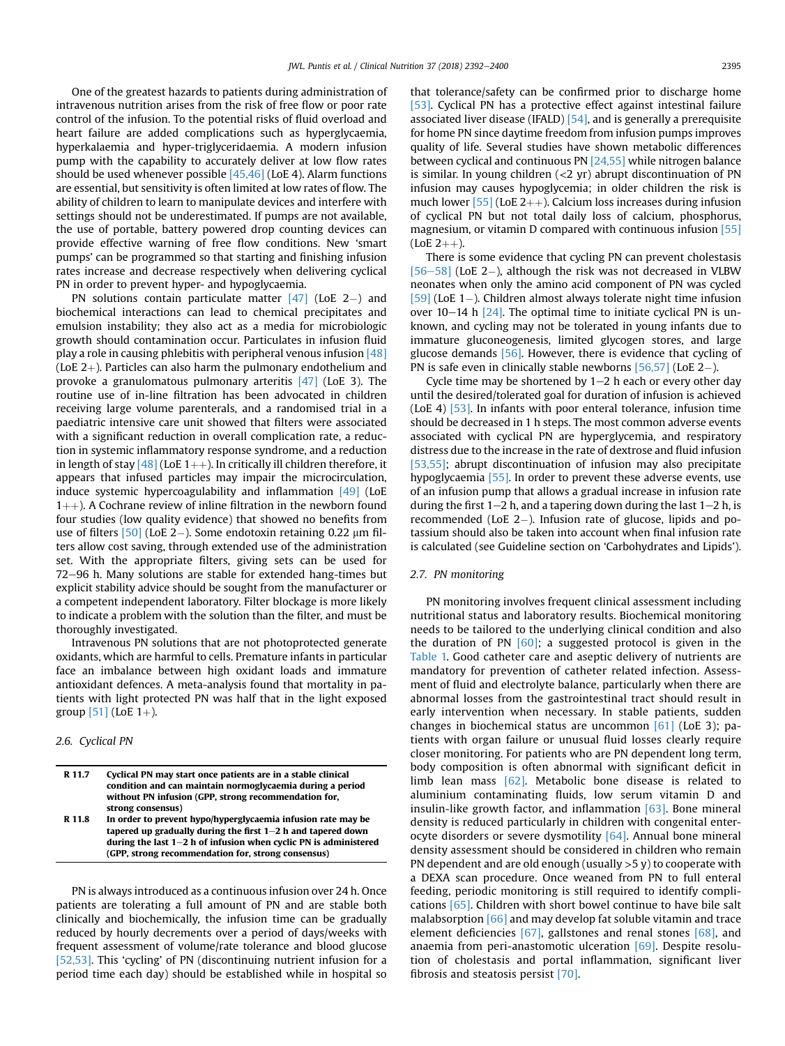One of the greatest hazards to patients during administration of intravenous nutrition arises from the risk of free flow or poor rate control of the infusion. To the potential risks of fluid overload and heart failure are added complications such as hyperglycaemia, hyperkalaemia and hyper-triglyceridaemia. A modern infusion pump with the capability to accurately deliver at low flow rates should be used whenever possible [45,46] (LoE 4). Alarm functions are essential, but sensitivity is often limited at low rates of flow. The ability of children to learn to manipulate devices and interfere with settings should not be underestimated. If pumps are not available, the use of portable, battery powered drop counting devices can provide effective warning of free flow conditions. New 'smart pumps' can be programmed so that starting and finishing infusion rates increase and decrease respectively when delivering cyclical PN in order to prevent hyper- and hypoglycaemia.

PN solutions contain particulate matter [47] (LoE 2−) and biochemical interactions can lead to chemical precipitates and emulsion instability; they also act as a media for microbiologic growth should contamination occur. Particulates in infusion fluid play a role in causing phlebitis with peripheral venous infusion [48] (LoE 2+). Particles can also harm the pulmonary endothelium and provoke a granulomatous pulmonary arteritis [47] (LoE 3). The routine use of in-line filtration has been advocated in children receiving large volume parenterals, and a randomised trial in a paediatric intensive care unit showed that filters were associated with a significant reduction in overall complication rate, a reduction in systemic inflammatory response syndrome, and a reduction in length of stay [48] (LoE 1++). In critically ill children therefore, it appears that infused particles may impair the microcirculation, induce systemic hypercoagulability and inflammation [49] (LoE 1++). A Cochrane review of inline filtration in the newborn found four studies (low quality evidence) that showed no benefits from use of filters [50] (LoE 2−). Some endotoxin retaining 0.22 μm filters allow cost saving, through extended use of the administration set. With the appropriate filters, giving sets can be used for 72–96 h. Many solutions are stable for extended hang-times but explicit stability advice should be sought from the manufacturer or a competent independent laboratory. Filter blockage is more likely to indicate a problem with the solution than the filter, and must be thoroughly investigated.

Intravenous PN solutions that are not photoprotected generate oxidants, which are harmful to cells. Premature infants in particular face an imbalance between high oxidant loads and immature antioxidant defences. A meta-analysis found that mortality in patients with light protected PN was half that in the light exposed group [51] (LoE 1+).

### 2.6. Cyclical PN

| | |
|---|---|
| **R 11.7** | **Cyclical PN may start once patients are in a stable clinical condition and can maintain normoglycaemia during a period without PN infusion (GPP, strong recommendation for, strong consensus)** |
| **R 11.8** | **In order to prevent hypo/hyperglycaemia infusion rate may be tapered up gradually during the first 1–2 h and tapered down during the last 1–2 h of infusion when cyclic PN is administered (GPP, strong recommendation for, strong consensus)** |

PN is always introduced as a continuous infusion over 24 h. Once patients are tolerating a full amount of PN and are stable both clinically and biochemically, the infusion time can be gradually reduced by hourly decrements over a period of days/weeks with frequent assessment of volume/rate tolerance and blood glucose [52,53]. This 'cycling' of PN (discontinuing nutrient infusion for a period time each day) should be established while in hospital so that tolerance/safety can be confirmed prior to discharge home [53]. Cyclical PN has a protective effect against intestinal failure associated liver disease (IFALD) [54], and is generally a prerequisite for home PN since daytime freedom from infusion pumps improves quality of life. Several studies have shown metabolic differences between cyclical and continuous PN [24,55] while nitrogen balance is similar. In young children (<2 yr) abrupt discontinuation of PN infusion may causes hypoglycemia; in older children the risk is much lower [55] (LoE 2++). Calcium loss increases during infusion of cyclical PN but not total daily loss of calcium, phosphorus, magnesium, or vitamin D compared with continuous infusion [55] (LoE 2++).

There is some evidence that cycling PN can prevent cholestasis [56–58] (LoE 2−), although the risk was not decreased in VLBW neonates when only the amino acid component of PN was cycled [59] (LoE 1−). Children almost always tolerate night time infusion over 10–14 h [24]. The optimal time to initiate cyclical PN is unknown, and cycling may not be tolerated in young infants due to immature gluconeogenesis, limited glycogen stores, and large glucose demands [56]. However, there is evidence that cycling of PN is safe even in clinically stable newborns [56,57] (LoE 2−).

Cycle time may be shortened by 1–2 h each or every other day until the desired/tolerated goal for duration of infusion is achieved (LoE 4) [53]. In infants with poor enteral tolerance, infusion time should be decreased in 1 h steps. The most common adverse events associated with cyclical PN are hyperglycemia, and respiratory distress due to the increase in the rate of dextrose and fluid infusion [53,55]; abrupt discontinuation of infusion may also precipitate hypoglycaemia [55]. In order to prevent these adverse events, use of an infusion pump that allows a gradual increase in infusion rate during the first 1–2 h, and a tapering down during the last 1–2 h, is recommended (LoE 2−). Infusion rate of glucose, lipids and potassium should also be taken into account when final infusion rate is calculated (see Guideline section on 'Carbohydrates and Lipids').

### 2.7. PN monitoring

PN monitoring involves frequent clinical assessment including nutritional status and laboratory results. Biochemical monitoring needs to be tailored to the underlying clinical condition and also the duration of PN [60]; a suggested protocol is given in the Table 1. Good catheter care and aseptic delivery of nutrients are mandatory for prevention of catheter related infection. Assessment of fluid and electrolyte balance, particularly when there are abnormal losses from the gastrointestinal tract should result in early intervention when necessary. In stable patients, sudden changes in biochemical status are uncommon [61] (LoE 3); patients with organ failure or unusual fluid losses clearly require closer monitoring. For patients who are PN dependent long term, body composition is often abnormal with significant deficit in limb lean mass [62]. Metabolic bone disease is related to aluminium contaminating fluids, low serum vitamin D and insulin-like growth factor, and inflammation [63]. Bone mineral density is reduced particularly in children with congenital enterocyte disorders or severe dysmotility [64]. Annual bone mineral density assessment should be considered in children who remain PN dependent and are old enough (usually >5 y) to cooperate with a DEXA scan procedure. Once weaned from PN to full enteral feeding, periodic monitoring is still required to identify complications [65]. Children with short bowel continue to have bile salt malabsorption [66] and may develop fat soluble vitamin and trace element deficiencies [67], gallstones and renal stones [68], and anaemia from peri-anastomotic ulceration [69]. Despite resolution of cholestasis and portal inflammation, significant liver fibrosis and steatosis persist [70].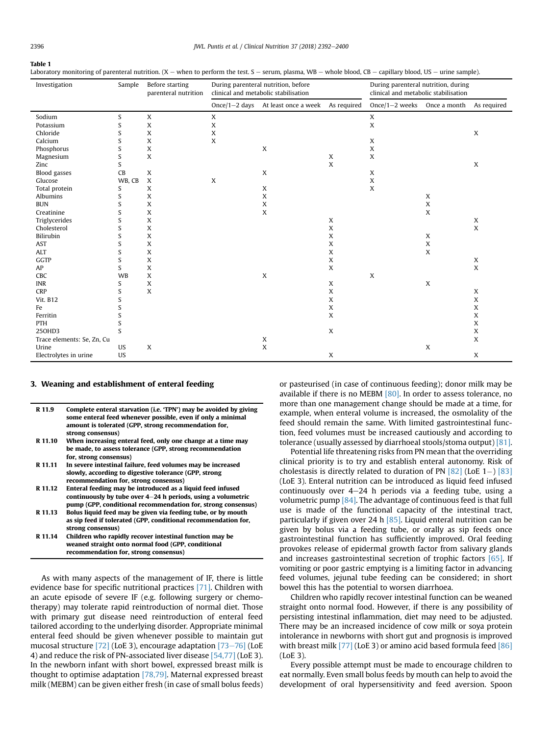**Table 1**
Laboratory monitoring of parenteral nutrition. (X − when to perform the test. S − serum, plasma, WB − whole blood, CB − capillary blood, US − urine sample).

| Investigation | Sample | Before starting parenteral nutrition | During parenteral nutrition, before clinical and metabolic stabilisation | | | During parenteral nutrition, during clinical and metabolic stabilisation | | |
|---|---|---|---|---|---|---|---|---|
| | | | Once/1−2 days | At least once a week | As required | Once/1−2 weeks | Once a month | As required |
| Sodium | S | X | X | | | X | | |
| Potassium | S | X | X | | | X | | |
| Chloride | S | X | X | | | | | X |
| Calcium | S | X | X | | | X | | |
| Phosphorus | S | X | | X | | X | | |
| Magnesium | S | X | | | X | X | | |
| Zinc | S | | | | X | | | X |
| Blood gasses | CB | X | | X | | X | | |
| Glucose | WB, CB | X | X | | | X | | |
| Total protein | S | X | | X | | X | | |
| Albumins | S | X | | X | | | X | |
| BUN | S | X | | X | | | X | |
| Creatinine | S | X | | X | | | X | |
| Triglycerides | S | X | | | X | | | X |
| Cholesterol | S | X | | | X | | | X |
| Bilirubin | S | X | | | X | | X | |
| AST | S | X | | | X | | X | |
| ALT | S | X | | | X | | X | |
| GGTP | S | X | | | X | | | X |
| AP | S | X | | | X | | | X |
| CBC | WB | X | | X | | X | | |
| INR | S | X | | | X | | X | |
| CRP | S | X | | | X | | | X |
| Vit. B12 | S | | | | X | | | X |
| Fe | S | | | | X | | | X |
| Ferritin | S | | | | X | | | X |
| PTH | S | | | | | | | X |
| 25OHD3 | S | | | | X | | | X |
| Trace elements: Se, Zn, Cu | | | | X | | | | X |
| Urine | US | X | | X | | | X | |
| Electrolytes in urine | US | | | | X | | | X |

## 3. Weaning and establishment of enteral feeding

| | |
|---|---|
| **R 11.9** | **Complete enteral starvation (i.e. 'TPN') may be avoided by giving some enteral feed whenever possible, even if only a minimal amount is tolerated (GPP, strong recommendation for, strong consensus)** |
| **R 11.10** | **When increasing enteral feed, only one change at a time may be made, to assess tolerance (GPP, strong recommendation for, strong consensus)** |
| **R 11.11** | **In severe intestinal failure, feed volumes may be increased slowly, according to digestive tolerance (GPP, strong recommendation for, strong consensus)** |
| **R 11.12** | **Enteral feeding may be introduced as a liquid feed infused continuously by tube over 4–24 h periods, using a volumetric pump (GPP, conditional recommendation for, strong consensus)** |
| **R 11.13** | **Bolus liquid feed may be given via feeding tube, or by mouth as sip feed if tolerated (GPP, conditional recommendation for, strong consensus)** |
| **R 11.14** | **Children who rapidly recover intestinal function may be weaned straight onto normal food (GPP, conditional recommendation for, strong consensus)** |

As with many aspects of the management of IF, there is little evidence base for specific nutritional practices [71]. Children with an acute episode of severe IF (e.g. following surgery or chemotherapy) may tolerate rapid reintroduction of normal diet. Those with primary gut disease need reintroduction of enteral feed tailored according to the underlying disorder. Appropriate minimal enteral feed should be given whenever possible to maintain gut mucosal structure [72] (LoE 3), encourage adaptation [73–76] (LoE 4) and reduce the risk of PN-associated liver disease [54,77] (LoE 3). In the newborn infant with short bowel, expressed breast milk is thought to optimise adaptation [78,79]. Maternal expressed breast milk (MEBM) can be given either fresh (in case of small bolus feeds) or pasteurised (in case of continuous feeding); donor milk may be available if there is no MEBM [80]. In order to assess tolerance, no more than one management change should be made at a time, for example, when enteral volume is increased, the osmolality of the feed should remain the same. With limited gastrointestinal function, feed volumes must be increased cautiously and according to tolerance (usually assessed by diarrhoeal stools/stoma output) [81].

Potential life threatening risks from PN mean that the overriding clinical priority is to try and establish enteral autonomy. Risk of cholestasis is directly related to duration of PN [82] (LoE 1−) [83] (LoE 3). Enteral nutrition can be introduced as liquid feed infused continuously over 4–24 h periods via a feeding tube, using a volumetric pump [84]. The advantage of continuous feed is that full use is made of the functional capacity of the intestinal tract, particularly if given over 24 h [85]. Liquid enteral nutrition can be given by bolus via a feeding tube, or orally as sip feeds once gastrointestinal function has sufficiently improved. Oral feeding provokes release of epidermal growth factor from salivary glands and increases gastrointestinal secretion of trophic factors [65]. If vomiting or poor gastric emptying is a limiting factor in advancing feed volumes, jejunal tube feeding can be considered; in short bowel this has the potential to worsen diarrhoea.

Children who rapidly recover intestinal function can be weaned straight onto normal food. However, if there is any possibility of persisting intestinal inflammation, diet may need to be adjusted. There may be an increased incidence of cow milk or soya protein intolerance in newborns with short gut and prognosis is improved with breast milk [77] (LoE 3) or amino acid based formula feed [86] (LoE 3).

Every possible attempt must be made to encourage children to eat normally. Even small bolus feeds by mouth can help to avoid the development of oral hypersensitivity and feed aversion. Spoon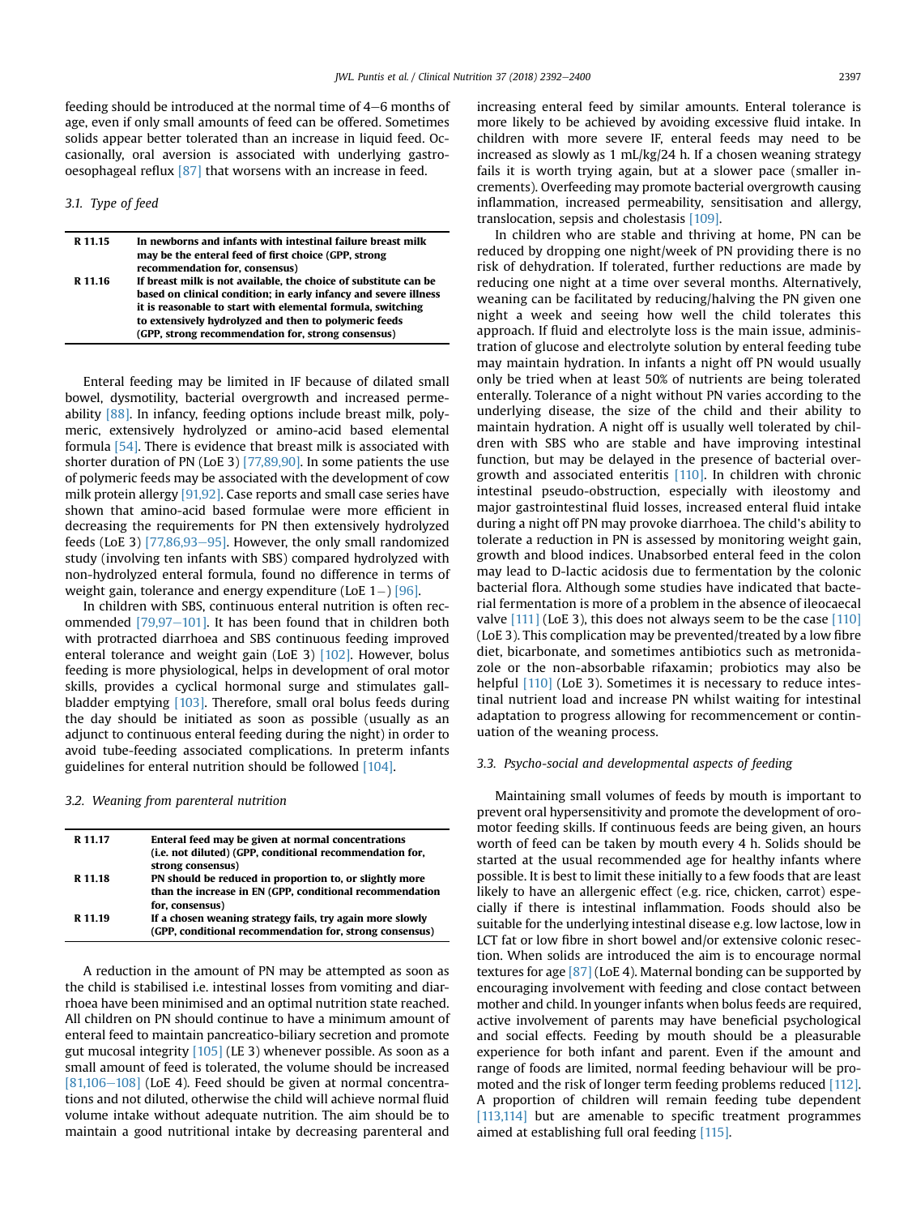feeding should be introduced at the normal time of 4–6 months of age, even if only small amounts of feed can be offered. Sometimes solids appear better tolerated than an increase in liquid feed. Occasionally, oral aversion is associated with underlying gastro-oesophageal reflux [87] that worsens with an increase in feed.

### 3.1. Type of feed

| | |
|---|---|
| **R 11.15** | **In newborns and infants with intestinal failure breast milk may be the enteral feed of first choice (GPP, strong recommendation for, consensus)** |
| **R 11.16** | **If breast milk is not available, the choice of substitute can be based on clinical condition; in early infancy and severe illness it is reasonable to start with elemental formula, switching to extensively hydrolyzed and then to polymeric feeds (GPP, strong recommendation for, strong consensus)** |

Enteral feeding may be limited in IF because of dilated small bowel, dysmotility, bacterial overgrowth and increased permeability [88]. In infancy, feeding options include breast milk, polymeric, extensively hydrolyzed or amino-acid based elemental formula [54]. There is evidence that breast milk is associated with shorter duration of PN (LoE 3) [77,89,90]. In some patients the use of polymeric feeds may be associated with the development of cow milk protein allergy [91,92]. Case reports and small case series have shown that amino-acid based formulae were more efficient in decreasing the requirements for PN then extensively hydrolyzed feeds (LoE 3) [77,86,93–95]. However, the only small randomized study (involving ten infants with SBS) compared hydrolyzed with non-hydrolyzed enteral formula, found no difference in terms of weight gain, tolerance and energy expenditure (LoE 1−) [96].

In children with SBS, continuous enteral nutrition is often recommended [79,97–101]. It has been found that in children both with protracted diarrhoea and SBS continuous feeding improved enteral tolerance and weight gain (LoE 3) [102]. However, bolus feeding is more physiological, helps in development of oral motor skills, provides a cyclical hormonal surge and stimulates gallbladder emptying [103]. Therefore, small oral bolus feeds during the day should be initiated as soon as possible (usually as an adjunct to continuous enteral feeding during the night) in order to avoid tube-feeding associated complications. In preterm infants guidelines for enteral nutrition should be followed [104].

### 3.2. Weaning from parenteral nutrition

| | |
|---|---|
| **R 11.17** | **Enteral feed may be given at normal concentrations (i.e. not diluted) (GPP, conditional recommendation for, strong consensus)** |
| **R 11.18** | **PN should be reduced in proportion to, or slightly more than the increase in EN (GPP, conditional recommendation for, consensus)** |
| **R 11.19** | **If a chosen weaning strategy fails, try again more slowly (GPP, conditional recommendation for, strong consensus)** |

A reduction in the amount of PN may be attempted as soon as the child is stabilised i.e. intestinal losses from vomiting and diarrhoea have been minimised and an optimal nutrition state reached. All children on PN should continue to have a minimum amount of enteral feed to maintain pancreatico-biliary secretion and promote gut mucosal integrity [105] (LE 3) whenever possible. As soon as a small amount of feed is tolerated, the volume should be increased [81,106–108] (LoE 4). Feed should be given at normal concentrations and not diluted, otherwise the child will achieve normal fluid volume intake without adequate nutrition. The aim should be to maintain a good nutritional intake by decreasing parenteral and increasing enteral feed by similar amounts. Enteral tolerance is more likely to be achieved by avoiding excessive fluid intake. In children with more severe IF, enteral feeds may need to be increased as slowly as 1 mL/kg/24 h. If a chosen weaning strategy fails it is worth trying again, but at a slower pace (smaller increments). Overfeeding may promote bacterial overgrowth causing inflammation, increased permeability, sensitisation and allergy, translocation, sepsis and cholestasis [109].

In children who are stable and thriving at home, PN can be reduced by dropping one night/week of PN providing there is no risk of dehydration. If tolerated, further reductions are made by reducing one night at a time over several months. Alternatively, weaning can be facilitated by reducing/halving the PN given one night a week and seeing how well the child tolerates this approach. If fluid and electrolyte loss is the main issue, administration of glucose and electrolyte solution by enteral feeding tube may maintain hydration. In infants a night off PN would usually only be tried when at least 50% of nutrients are being tolerated enterally. Tolerance of a night without PN varies according to the underlying disease, the size of the child and their ability to maintain hydration. A night off is usually well tolerated by children with SBS who are stable and have improving intestinal function, but may be delayed in the presence of bacterial overgrowth and associated enteritis [110]. In children with chronic intestinal pseudo-obstruction, especially with ileostomy and major gastrointestinal fluid losses, increased enteral fluid intake during a night off PN may provoke diarrhoea. The child's ability to tolerate a reduction in PN is assessed by monitoring weight gain, growth and blood indices. Unabsorbed enteral feed in the colon may lead to D-lactic acidosis due to fermentation by the colonic bacterial flora. Although some studies have indicated that bacterial fermentation is more of a problem in the absence of ileocaecal valve [111] (LoE 3), this does not always seem to be the case [110] (LoE 3). This complication may be prevented/treated by a low fibre diet, bicarbonate, and sometimes antibiotics such as metronidazole or the non-absorbable rifaxamin; probiotics may also be helpful [110] (LoE 3). Sometimes it is necessary to reduce intestinal nutrient load and increase PN whilst waiting for intestinal adaptation to progress allowing for recommencement or continuation of the weaning process.

### 3.3. Psycho-social and developmental aspects of feeding

Maintaining small volumes of feeds by mouth is important to prevent oral hypersensitivity and promote the development of oromotor feeding skills. If continuous feeds are being given, an hours worth of feed can be taken by mouth every 4 h. Solids should be started at the usual recommended age for healthy infants where possible. It is best to limit these initially to a few foods that are least likely to have an allergenic effect (e.g. rice, chicken, carrot) especially if there is intestinal inflammation. Foods should also be suitable for the underlying intestinal disease e.g. low lactose, low in LCT fat or low fibre in short bowel and/or extensive colonic resection. When solids are introduced the aim is to encourage normal textures for age [87] (LoE 4). Maternal bonding can be supported by encouraging involvement with feeding and close contact between mother and child. In younger infants when bolus feeds are required, active involvement of parents may have beneficial psychological and social effects. Feeding by mouth should be a pleasurable experience for both infant and parent. Even if the amount and range of foods are limited, normal feeding behaviour will be promoted and the risk of longer term feeding problems reduced [112]. A proportion of children will remain feeding tube dependent [113,114] but are amenable to specific treatment programmes aimed at establishing full oral feeding [115].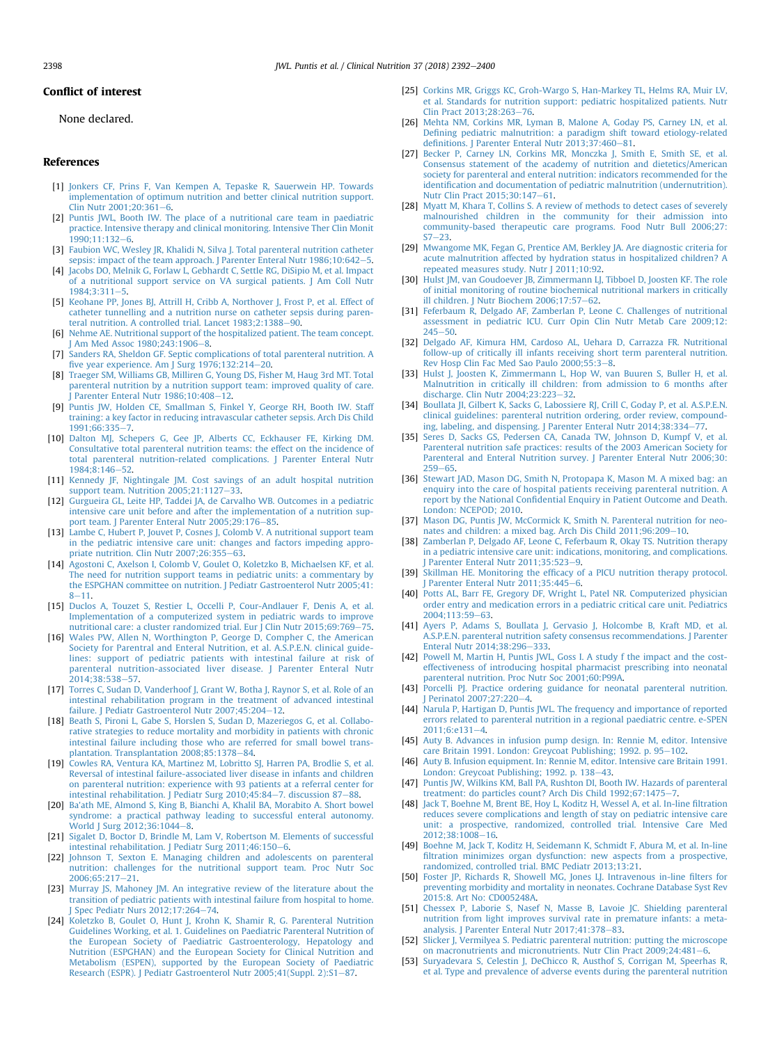## Conflict of interest

None declared.

## References

[1] Jonkers CF, Prins F, Van Kempen A, Tepaske R, Sauerwein HP. Towards implementation of optimum nutrition and better clinical nutrition support. Clin Nutr 2001;20:361–6.

[2] Puntis JWL, Booth IW. The place of a nutritional care team in paediatric practice. Intensive therapy and clinical monitoring. Intensive Ther Clin Monit 1990;11:132–6.

[3] Faubion WC, Wesley JR, Khalidi N, Silva J. Total parenteral nutrition catheter sepsis: impact of the team approach. J Parenter Enteral Nutr 1986;10:642–5.

[4] Jacobs DO, Melnik G, Forlaw L, Gebhardt C, Settle RG, DiSipio M, et al. Impact of a nutritional support service on VA surgical patients. J Am Coll Nutr 1984;3:311–5.

[5] Keohane PP, Jones BJ, Attrill H, Cribb A, Northover J, Frost P, et al. Effect of catheter tunnelling and a nutrition nurse on catheter sepsis during parenteral nutrition. A controlled trial. Lancet 1983;2:1388–90.

[6] Nehme AE. Nutritional support of the hospitalized patient. The team concept. J Am Med Assoc 1980;243:1906–8.

[7] Sanders RA, Sheldon GF. Septic complications of total parenteral nutrition. A five year experience. Am J Surg 1976;132:214–20.

[8] Traeger SM, Williams GB, Milliren G, Young DS, Fisher M, Haug 3rd MT. Total parenteral nutrition by a nutrition support team: improved quality of care. J Parenter Enteral Nutr 1986;10:408–12.

[9] Puntis JW, Holden CE, Smallman S, Finkel Y, George RH, Booth IW. Staff training: a key factor in reducing intravascular catheter sepsis. Arch Dis Child 1991;66:335–7.

[10] Dalton MJ, Schepers G, Gee JP, Alberts CC, Eckhauser FE, Kirking DM. Consultative total parenteral nutrition teams: the effect on the incidence of total parenteral nutrition-related complications. J Parenter Enteral Nutr 1984;8:146–52.

[11] Kennedy JF, Nightingale JM. Cost savings of an adult hospital nutrition support team. Nutrition 2005;21:1127–33.

[12] Gurgueira GL, Leite HP, Taddei JA, de Carvalho WB. Outcomes in a pediatric intensive care unit before and after the implementation of a nutrition support team. J Parenter Enteral Nutr 2005;29:176–85.

[13] Lambe C, Hubert P, Jouvet P, Cosnes J, Colomb V. A nutritional support team in the pediatric intensive care unit: changes and factors impeding appropriate nutrition. Clin Nutr 2007;26:355–63.

[14] Agostoni C, Axelson I, Colomb V, Goulet O, Koletzko B, Michaelsen KF, et al. The need for nutrition support teams in pediatric units: a commentary by the ESPGHAN committee on nutrition. J Pediatr Gastroenterol Nutr 2005;41:8–11.

[15] Duclos A, Touzet S, Restier L, Occelli P, Cour-Andlauer F, Denis A, et al. Implementation of a computerized system in pediatric wards to improve nutritional care: a cluster randomized trial. Eur J Clin Nutr 2015;69:769–75.

[16] Wales PW, Allen N, Worthington P, George D, Compher C, the American Society for Parentral and Enteral Nutrition, et al. A.S.P.E.N. clinical guidelines: support of pediatric patients with intestinal failure at risk of parenteral nutrition-associated liver disease. J Parenter Enteral Nutr 2014;38:538–57.

[17] Torres C, Sudan D, Vanderhoof J, Grant W, Botha J, Raynor S, et al. Role of an intestinal rehabilitation program in the treatment of advanced intestinal failure. J Pediatr Gastroenterol Nutr 2007;45:204–12.

[18] Beath S, Pironi L, Gabe S, Horslen S, Sudan D, Mazeriegos G, et al. Collaborative strategies to reduce mortality and morbidity in patients with chronic intestinal failure including those who are referred for small bowel transplantation. Transplantation 2008;85:1378–84.

[19] Cowles RA, Ventura KA, Martinez M, Lobritto SJ, Harren PA, Brodlie S, et al. Reversal of intestinal failure-associated liver disease in infants and children on parenteral nutrition: experience with 93 patients at a referral center for intestinal rehabilitation. J Pediatr Surg 2010;45:84–7. discussion 87–88.

[20] Ba'ath ME, Almond S, King B, Bianchi A, Khalil BA, Morabito A. Short bowel syndrome: a practical pathway leading to successful enteral autonomy. World J Surg 2012;36:1044–8.

[21] Sigalet D, Boctor D, Brindle M, Lam V, Robertson M. Elements of successful intestinal rehabilitation. J Pediatr Surg 2011;46:150–6.

[22] Johnson T, Sexton E. Managing children and adolescents on parenteral nutrition: challenges for the nutritional support team. Proc Nutr Soc 2006;65:217–21.

[23] Murray JS, Mahoney JM. An integrative review of the literature about the transition of pediatric patients with intestinal failure from hospital to home. J Spec Pediatr Nurs 2012;17:264–74.

[24] Koletzko B, Goulet O, Hunt J, Krohn K, Shamir R, G. Parenteral Nutrition Guidelines Working, et al. 1. Guidelines on Paediatric Parenteral Nutrition of the European Society of Paediatric Gastroenterology, Hepatology and Nutrition (ESPGHAN) and the European Society for Clinical Nutrition and Metabolism (ESPEN), supported by the European Society of Paediatric Research (ESPR). J Pediatr Gastroenterol Nutr 2005;41(Suppl. 2):S1–87.

[25] Corkins MR, Griggs KC, Groh-Wargo S, Han-Markey TL, Helms RA, Muir LV, et al. Standards for nutrition support: pediatric hospitalized patients. Nutr Clin Pract 2013;28:263–76.

[26] Mehta NM, Corkins MR, Lyman B, Malone A, Goday PS, Carney LN, et al. Defining pediatric malnutrition: a paradigm shift toward etiology-related definitions. J Parenter Enteral Nutr 2013;37:460–81.

[27] Becker P, Carney LN, Corkins MR, Monczka J, Smith E, Smith SE, et al. Consensus statement of the academy of nutrition and dietetics/American society for parenteral and enteral nutrition: indicators recommended for the identification and documentation of pediatric malnutrition (undernutrition). Nutr Clin Pract 2015;30:147–61.

[28] Myatt M, Khara T, Collins S. A review of methods to detect cases of severely malnourished children in the community for their admission into community-based therapeutic care programs. Food Nutr Bull 2006;27:S7–23.

[29] Mwangome MK, Fegan G, Prentice AM, Berkley JA. Are diagnostic criteria for acute malnutrition affected by hydration status in hospitalized children? A repeated measures study. Nutr J 2011;10:92.

[30] Hulst JM, van Goudoever JB, Zimmermann LJ, Tibboel D, Joosten KF. The role of initial monitoring of routine biochemical nutritional markers in critically ill children. J Nutr Biochem 2006;17:57–62.

[31] Feferbaum R, Delgado AF, Zamberlan P, Leone C. Challenges of nutritional assessment in pediatric ICU. Curr Opin Clin Nutr Metab Care 2009;12:245–50.

[32] Delgado AF, Kimura HM, Cardoso AL, Uehara D, Carrazza FR. Nutritional follow-up of critically ill infants receiving short term parenteral nutrition. Rev Hosp Clin Fac Med Sao Paulo 2000;55:3–8.

[33] Hulst J, Joosten K, Zimmermann L, Hop W, van Buuren S, Buller H, et al. Malnutrition in critically ill children: from admission to 6 months after discharge. Clin Nutr 2004;23:223–32.

[34] Boullata JI, Gilbert K, Sacks G, Labossiere RJ, Crill C, Goday P, et al. A.S.P.E.N. clinical guidelines: parenteral nutrition ordering, order review, compounding, labeling, and dispensing. J Parenter Enteral Nutr 2014;38:334–77.

[35] Seres D, Sacks GS, Pedersen CA, Canada TW, Johnson D, Kumpf V, et al. Parenteral nutrition safe practices: results of the 2003 American Society for Parenteral and Enteral Nutrition survey. J Parenter Enteral Nutr 2006;30:259–65.

[36] Stewart JAD, Mason DG, Smith N, Protopapa K, Mason M. A mixed bag: an enquiry into the care of hospital patients receiving parenteral nutrition. A report by the National Confidential Enquiry in Patient Outcome and Death. London: NCEPOD; 2010.

[37] Mason DG, Puntis JW, McCormick K, Smith N. Parenteral nutrition for neonates and children: a mixed bag. Arch Dis Child 2011;96:209–10.

[38] Zamberlan P, Delgado AF, Leone C, Feferbaum R, Okay TS. Nutrition therapy in a pediatric intensive care unit: indications, monitoring, and complications. J Parenter Enteral Nutr 2011;35:523–9.

[39] Skillman HE. Monitoring the efficacy of a PICU nutrition therapy protocol. J Parenter Enteral Nutr 2011;35:445–6.

[40] Potts AL, Barr FE, Gregory DF, Wright L, Patel NR. Computerized physician order entry and medication errors in a pediatric critical care unit. Pediatrics 2004;113:59–63.

[41] Ayers P, Adams S, Boullata J, Gervasio J, Holcombe B, Kraft MD, et al. A.S.P.E.N. parenteral nutrition safety consensus recommendations. J Parenter Enteral Nutr 2014;38:296–333.

[42] Powell M, Martin H, Puntis JWL, Goss I. A study f the impact and the cost-effectiveness of introducing hospital pharmacist prescribing into neonatal parenteral nutrition. Proc Nutr Soc 2001;60:P99A.

[43] Porcelli PJ. Practice ordering guidance for neonatal parenteral nutrition. J Perinatol 2007;27:220–4.

[44] Narula P, Hartigan D, Puntis JWL. The frequency and importance of reported errors related to parenteral nutrition in a regional paediatric centre. e-SPEN 2011;6:e131–4.

[45] Auty B. Advances in infusion pump design. In: Rennie M, editor. Intensive care Britain 1991. London: Greycoat Publishing; 1992. p. 95–102.

[46] Auty B. Infusion equipment. In: Rennie M, editor. Intensive care Britain 1991. London: Greycoat Publishing; 1992. p. 138–43.

[47] Puntis JW, Wilkins KM, Ball PA, Rushton DI, Booth IW. Hazards of parenteral treatment: do particles count? Arch Dis Child 1992;67:1475–7.

[48] Jack T, Boehne M, Brent BE, Hoy L, Koditz H, Wessel A, et al. In-line filtration reduces severe complications and length of stay on pediatric intensive care unit: a prospective, randomized, controlled trial. Intensive Care Med 2012;38:1008–16.

[49] Boehne M, Jack T, Koditz H, Seidemann K, Schmidt F, Abura M, et al. In-line filtration minimizes organ dysfunction: new aspects from a prospective, randomized, controlled trial. BMC Pediatr 2013;13:21.

[50] Foster JP, Richards R, Showell MG, Jones LJ. Intravenous in-line filters for preventing morbidity and mortality in neonates. Cochrane Database Syst Rev 2015:8. Art No: CD005248A.

[51] Chessex P, Laborie S, Nasef N, Masse B, Lavoie JC. Shielding parenteral nutrition from light improves survival rate in premature infants: a meta-analysis. J Parenter Enteral Nutr 2017;41:378–83.

[52] Slicker J, Vermilyea S. Pediatric parenteral nutrition: putting the microscope on macronutrients and micronutrients. Nutr Clin Pract 2009;24:481–6.

[53] Suryadevara S, Celestin J, DeChicco R, Austhof S, Corrigan M, Speerhas R, et al. Type and prevalence of adverse events during the parenteral nutrition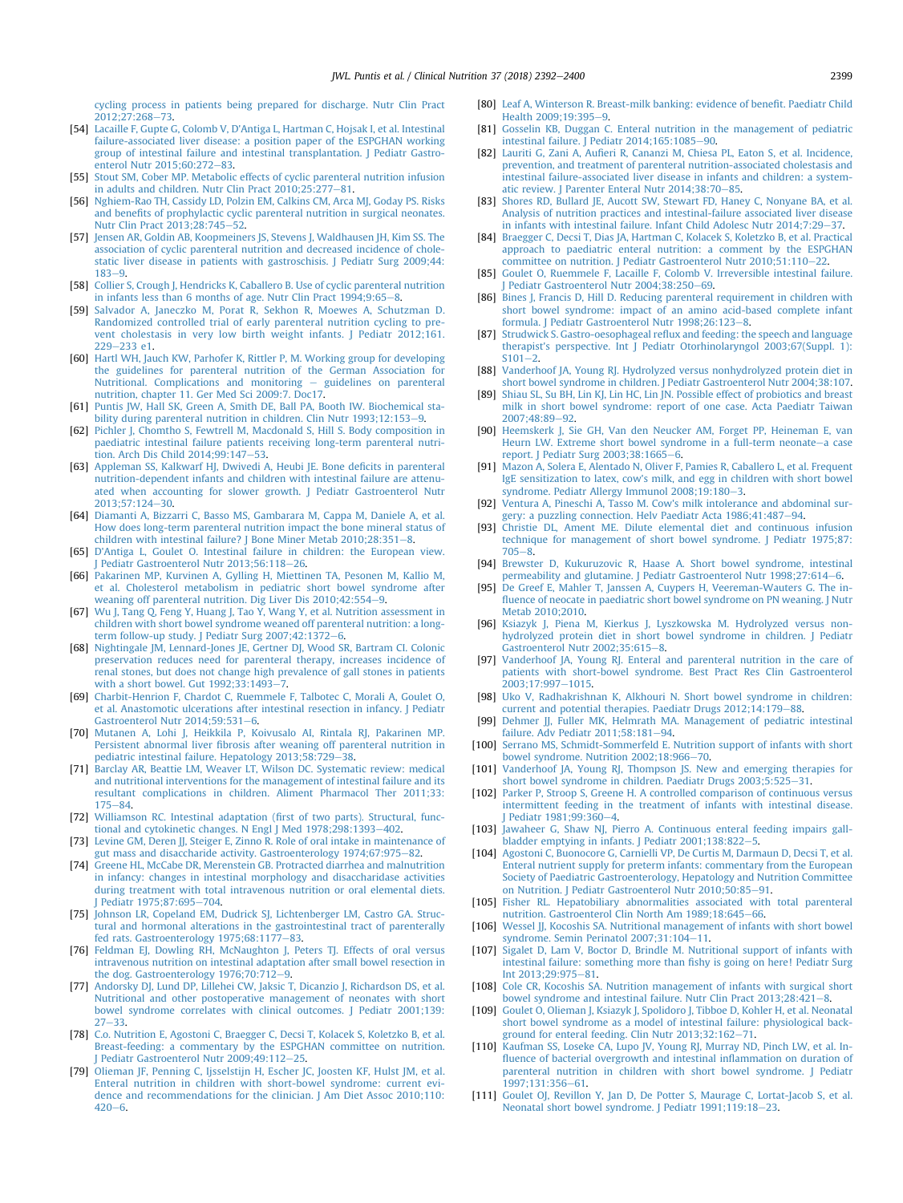cycling process in patients being prepared for discharge. Nutr Clin Pract 2012;27:268–73.

[54] Lacaille F, Gupte G, Colomb V, D'Antiga L, Hartman C, Hojsak I, et al. Intestinal failure-associated liver disease: a position paper of the ESPGHAN working group of intestinal failure and intestinal transplantation. J Pediatr Gastroenterol Nutr 2015;60:272–83.

[55] Stout SM, Cober MP. Metabolic effects of cyclic parenteral nutrition infusion in adults and children. Nutr Clin Pract 2010;25:277–81.

[56] Nghiem-Rao TH, Cassidy LD, Polzin EM, Calkins CM, Arca MJ, Goday PS. Risks and benefits of prophylactic cyclic parenteral nutrition in surgical neonates. Nutr Clin Pract 2013;28:745–52.

[57] Jensen AR, Goldin AB, Koopmeiners JS, Stevens J, Waldhausen JH, Kim SS. The association of cyclic parenteral nutrition and decreased incidence of cholestatic liver disease in patients with gastroschisis. J Pediatr Surg 2009;44:183–9.

[58] Collier S, Crough J, Hendricks K, Caballero B. Use of cyclic parenteral nutrition in infants less than 6 months of age. Nutr Clin Pract 1994;9:65–8.

[59] Salvador A, Janeczko M, Porat R, Sekhon R, Moewes A, Schutzman D. Randomized controlled trial of early parenteral nutrition cycling to prevent cholestasis in very low birth weight infants. J Pediatr 2012;161. 229–233 e1.

[60] Hartl WH, Jauch KW, Parhofer K, Rittler P, M. Working group for developing the guidelines for parenteral nutrition of the German Association for Nutritional. Complications and monitoring – guidelines on parenteral nutrition, chapter 11. Ger Med Sci 2009:7. Doc17.

[61] Puntis JW, Hall SK, Green A, Smith DE, Ball PA, Booth IW. Biochemical stability during parenteral nutrition in children. Clin Nutr 1993;12:153–9.

[62] Pichler J, Chomtho S, Fewtrell M, Macdonald S, Hill S. Body composition in paediatric intestinal failure patients receiving long-term parenteral nutrition. Arch Dis Child 2014;99:147–53.

[63] Appleman SS, Kalkwarf HJ, Dwivedi A, Heubi JE. Bone deficits in parenteral nutrition-dependent infants and children with intestinal failure are attenuated when accounting for slower growth. J Pediatr Gastroenterol Nutr 2013;57:124–30.

[64] Diamanti A, Bizzarri C, Basso MS, Gambarara M, Cappa M, Daniele A, et al. How does long-term parenteral nutrition impact the bone mineral status of children with intestinal failure? J Bone Miner Metab 2010;28:351–8.

[65] D'Antiga L, Goulet O. Intestinal failure in children: the European view. J Pediatr Gastroenterol Nutr 2013;56:118–26.

[66] Pakarinen MP, Kurvinen A, Gylling H, Miettinen TA, Pesonen M, Kallio M, et al. Cholesterol metabolism in pediatric short bowel syndrome after weaning off parenteral nutrition. Dig Liver Dis 2010;42:554–9.

[67] Wu J, Tang Q, Feng Y, Huang J, Tao Y, Wang Y, et al. Nutrition assessment in children with short bowel syndrome weaned off parenteral nutrition: a long-term follow-up study. J Pediatr Surg 2007;42:1372–6.

[68] Nightingale JM, Lennard-Jones JE, Gertner DJ, Wood SR, Bartram CI. Colonic preservation reduces need for parenteral therapy, increases incidence of renal stones, but does not change high prevalence of gall stones in patients with a short bowel. Gut 1992;33:1493–7.

[69] Charbit-Henrion F, Chardot C, Ruemmele F, Talbotec C, Morali A, Goulet O, et al. Anastomotic ulcerations after intestinal resection in infancy. J Pediatr Gastroenterol Nutr 2014;59:531–6.

[70] Mutanen A, Lohi J, Heikkila P, Koivusalo AI, Rintala RJ, Pakarinen MP. Persistent abnormal liver fibrosis after weaning off parenteral nutrition in pediatric intestinal failure. Hepatology 2013;58:729–38.

[71] Barclay AR, Beattie LM, Weaver LT, Wilson DC. Systematic review: medical and nutritional interventions for the management of intestinal failure and its resultant complications in children. Aliment Pharmacol Ther 2011;33:175–84.

[72] Williamson RC. Intestinal adaptation (first of two parts). Structural, functional and cytokinetic changes. N Engl J Med 1978;298:1393–402.

[73] Levine GM, Deren JJ, Steiger E, Zinno R. Role of oral intake in maintenance of gut mass and disaccharide activity. Gastroenterology 1974;67:975–82.

[74] Greene HL, McCabe DR, Merenstein GB. Protracted diarrhea and malnutrition in infancy: changes in intestinal morphology and disaccharidase activities during treatment with total intravenous nutrition or oral elemental diets. J Pediatr 1975;87:695–704.

[75] Johnson LR, Copeland EM, Dudrick SJ, Lichtenberger LM, Castro GA. Structural and hormonal alterations in the gastrointestinal tract of parenterally fed rats. Gastroenterology 1975;68:1177–83.

[76] Feldman EJ, Dowling RH, McNaughton J, Peters TJ. Effects of oral versus intravenous nutrition on intestinal adaptation after small bowel resection in the dog. Gastroenterology 1976;70:712–9.

[77] Andorsky DJ, Lund DP, Lillehei CW, Jaksic T, Dicanzio J, Richardson DS, et al. Nutritional and other postoperative management of neonates with short bowel syndrome correlates with clinical outcomes. J Pediatr 2001;139:27–33.

[78] C.o. Nutrition E, Agostoni C, Braegger C, Decsi T, Kolacek S, Koletzko B, et al. Breast-feeding: a commentary by the ESPGHAN committee on nutrition. J Pediatr Gastroenterol Nutr 2009;49:112–25.

[79] Olieman JF, Penning C, Ijsselstijn H, Escher JC, Joosten KF, Hulst JM, et al. Enteral nutrition in children with short-bowel syndrome: current evidence and recommendations for the clinician. J Am Diet Assoc 2010;110:420–6.

[80] Leaf A, Winterson R. Breast-milk banking: evidence of benefit. Paediatr Child Health 2009;19:395–9.

[81] Gosselin KB, Duggan C. Enteral nutrition in the management of pediatric intestinal failure. J Pediatr 2014;165:1085–90.

[82] Lauriti G, Zani A, Aufieri R, Cananzi M, Chiesa PL, Eaton S, et al. Incidence, prevention, and treatment of parenteral nutrition-associated cholestasis and intestinal failure-associated liver disease in infants and children: a systematic review. J Parenter Enteral Nutr 2014;38:70–85.

[83] Shores RD, Bullard JE, Aucott SW, Stewart FD, Haney C, Nonyane BA, et al. Analysis of nutrition practices and intestinal-failure associated liver disease in infants with intestinal failure. Infant Child Adolesc Nutr 2014;7:29–37.

[84] Braegger C, Decsi T, Dias JA, Hartman C, Kolacek S, Koletzko B, et al. Practical approach to paediatric enteral nutrition: a comment by the ESPGHAN committee on nutrition. J Pediatr Gastroenterol Nutr 2010;51:110–22.

[85] Goulet O, Ruemmele F, Lacaille F, Colomb V. Irreversible intestinal failure. J Pediatr Gastroenterol Nutr 2004;38:250–69.

[86] Bines J, Francis D, Hill D. Reducing parenteral requirement in children with short bowel syndrome: impact of an amino acid-based complete infant formula. J Pediatr Gastroenterol Nutr 1998;26:123–8.

[87] Strudwick S. Gastro-oesophageal reflux and feeding: the speech and language therapist's perspective. Int J Pediatr Otorhinolaryngol 2003;67(Suppl. 1):S101–2.

[88] Vanderhoof JA, Young RJ. Hydrolyzed versus nonhydrolyzed protein diet in short bowel syndrome in children. J Pediatr Gastroenterol Nutr 2004;38:107.

[89] Shiau SL, Su BH, Lin KJ, Lin HC, Lin JN. Possible effect of probiotics and breast milk in short bowel syndrome: report of one case. Acta Paediatr Taiwan 2007;48:89–92.

[90] Heemskerk J, Sie GH, Van den Neucker AM, Forget PP, Heineman E, van Heurn LW. Extreme short bowel syndrome in a full-term neonate—a case report. J Pediatr Surg 2003;38:1665–6.

[91] Mazon A, Solera E, Alentado N, Oliver F, Pamies R, Caballero L, et al. Frequent IgE sensitization to latex, cow's milk, and egg in children with short bowel syndrome. Pediatr Allergy Immunol 2008;19:180–3.

[92] Ventura A, Pineschi A, Tasso M. Cow's milk intolerance and abdominal surgery: a puzzling connection. Helv Paediatr Acta 1986;41:487–94.

[93] Christie DL, Ament ME. Dilute elemental diet and continuous infusion technique for management of short bowel syndrome. J Pediatr 1975;87:705–8.

[94] Brewster D, Kukuruzovic R, Haase A. Short bowel syndrome, intestinal permeability and glutamine. J Pediatr Gastroenterol Nutr 1998;27:614–6.

[95] De Greef E, Mahler T, Janssen A, Cuypers H, Veereman-Wauters G. The influence of neocate in paediatric short bowel syndrome on PN weaning. J Nutr Metab 2010;2010.

[96] Ksiazyk J, Piena M, Kierkus J, Lyszkowska M. Hydrolyzed versus nonhydrolyzed protein diet in short bowel syndrome in children. J Pediatr Gastroenterol Nutr 2002;35:615–8.

[97] Vanderhoof JA, Young RJ. Enteral and parenteral nutrition in the care of patients with short-bowel syndrome. Best Pract Res Clin Gastroenterol 2003;17:997–1015.

[98] Uko V, Radhakrishnan K, Alkhouri N. Short bowel syndrome in children: current and potential therapies. Paediatr Drugs 2012;14:179–88.

[99] Dehmer JJ, Fuller MK, Helmrath MA. Management of pediatric intestinal failure. Adv Pediatr 2011;58:181–94.

[100] Serrano MS, Schmidt-Sommerfeld E. Nutrition support of infants with short bowel syndrome. Nutrition 2002;18:966–70.

[101] Vanderhoof JA, Young RJ, Thompson JS. New and emerging therapies for short bowel syndrome in children. Paediatr Drugs 2003;5:525–31.

[102] Parker P, Stroop S, Greene H. A controlled comparison of continuous versus intermittent feeding in the treatment of infants with intestinal disease. J Pediatr 1981;99:360–4.

[103] Jawaheer G, Shaw NJ, Pierro A. Continuous enteral feeding impairs gallbladder emptying in infants. J Pediatr 2001;138:822–5.

[104] Agostoni C, Buonocore G, Carnielli VP, De Curtis M, Darmaun D, Decsi T, et al. Enteral nutrient supply for preterm infants: commentary from the European Society of Paediatric Gastroenterology, Hepatology and Nutrition Committee on Nutrition. J Pediatr Gastroenterol Nutr 2010;50:85–91.

[105] Fisher RL. Hepatobiliary abnormalities associated with total parenteral nutrition. Gastroenterol Clin North Am 1989;18:645–66.

[106] Wessel JJ, Kocoshis SA. Nutritional management of infants with short bowel syndrome. Semin Perinatol 2007;31:104–11.

[107] Sigalet D, Lam V, Boctor D, Brindle M. Nutritional support of infants with intestinal failure: something more than fishy is going on here! Pediatr Surg Int 2013;29:975–81.

[108] Cole CR, Kocoshis SA. Nutrition management of infants with surgical short bowel syndrome and intestinal failure. Nutr Clin Pract 2013;28:421–8.

[109] Goulet O, Olieman J, Ksiazyk J, Spolidoro J, Tibboe D, Kohler H, et al. Neonatal short bowel syndrome as a model of intestinal failure: physiological background for enteral feeding. Clin Nutr 2013;32:162–71.

[110] Kaufman SS, Loseke CA, Lupo JV, Young RJ, Murray ND, Pinch LW, et al. Influence of bacterial overgrowth and intestinal inflammation on duration of parenteral nutrition in children with short bowel syndrome. J Pediatr 1997;131:356–61.

[111] Goulet OJ, Revillon Y, Jan D, De Potter S, Maurage C, Lortat-Jacob S, et al. Neonatal short bowel syndrome. J Pediatr 1991;119:18–23.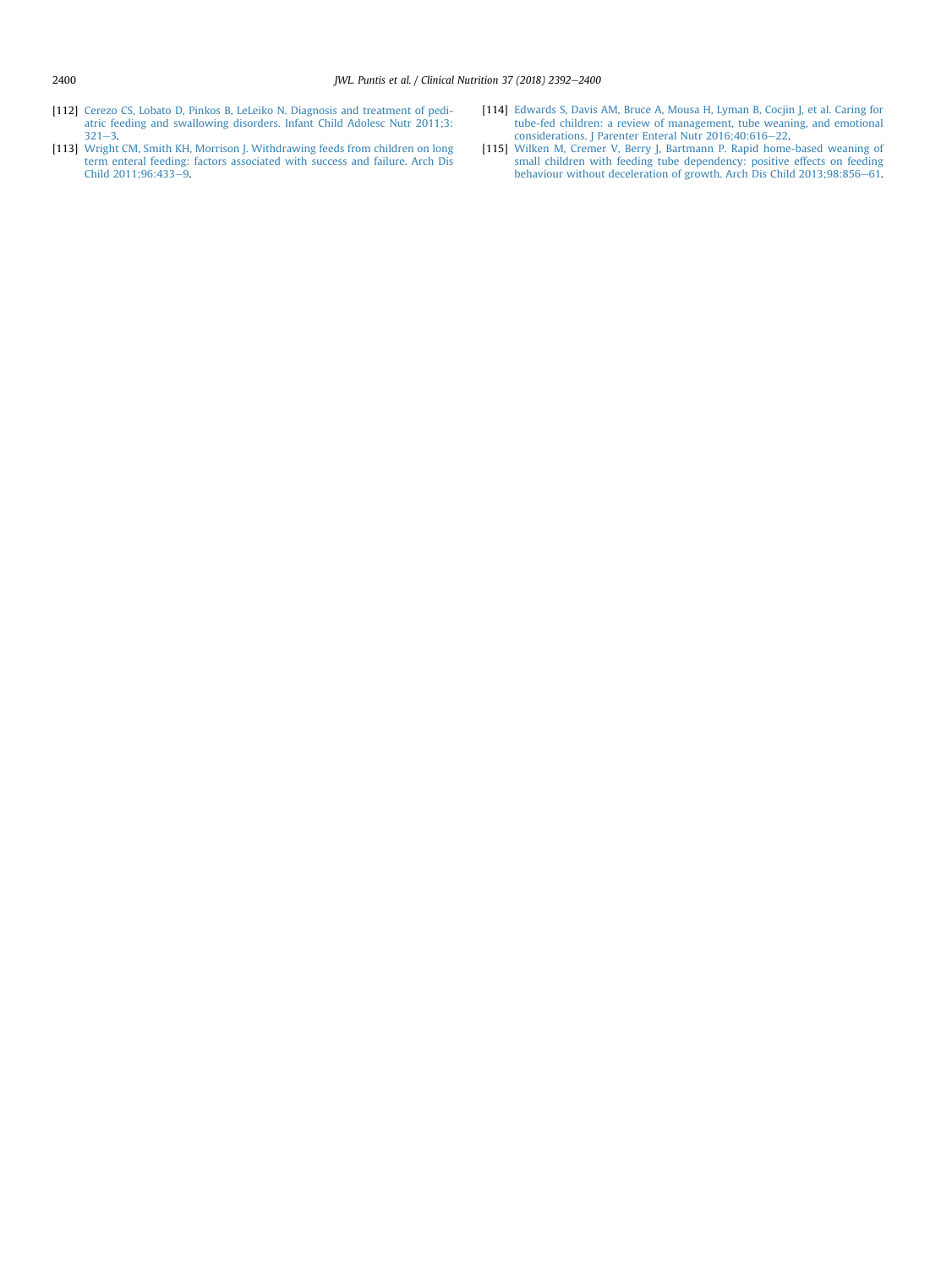[112] Cerezo CS, Lobato D, Pinkos B, LeLeiko N. Diagnosis and treatment of pediatric feeding and swallowing disorders. Infant Child Adolesc Nutr 2011;3:321–3.

[113] Wright CM, Smith KH, Morrison J. Withdrawing feeds from children on long term enteral feeding: factors associated with success and failure. Arch Dis Child 2011;96:433–9.

[114] Edwards S, Davis AM, Bruce A, Mousa H, Lyman B, Cocjin J, et al. Caring for tube-fed children: a review of management, tube weaning, and emotional considerations. J Parenter Enteral Nutr 2016;40:616–22.

[115] Wilken M, Cremer V, Berry J, Bartmann P. Rapid home-based weaning of small children with feeding tube dependency: positive effects on feeding behaviour without deceleration of growth. Arch Dis Child 2013;98:856–61.